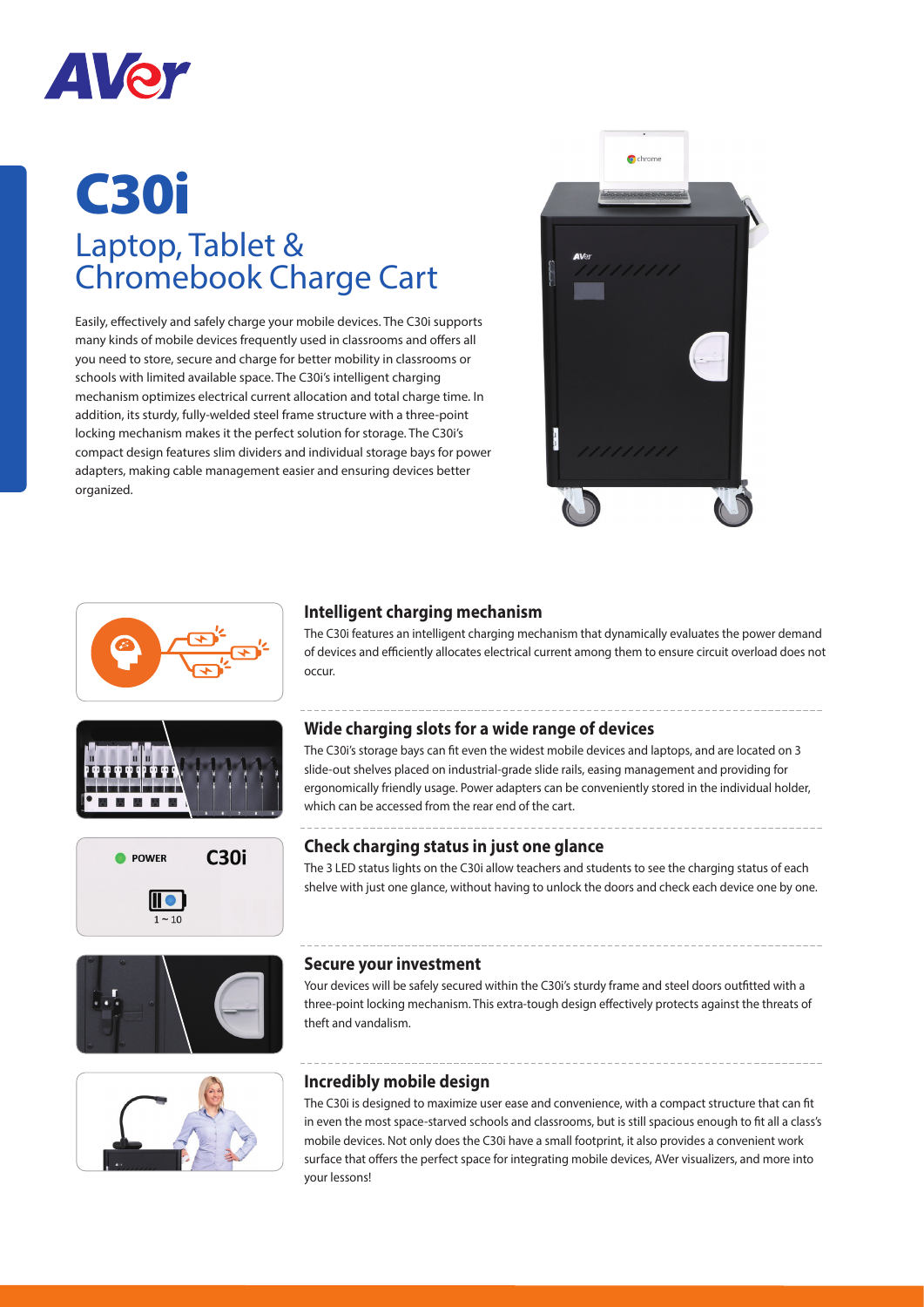# C30i

## Laptop, Tablet & Chromebook Charge Cart

Easily, effectively and safely charge your mobile devices. The C30i supports many kinds of mobile devices frequently used in classrooms and offers all you need to store, secure and charge for better mobility in classrooms or schools with limited available space. The C30i's intelligent charging mechanism optimizes electrical current allocation and total charge time. In addition, its sturdy, fully-welded steel frame structure with a three-point locking mechanism makes it the perfect solution for storage. The C30i's compact design features slim dividers and individual storage bays for power adapters, making cable management easier and ensuring devices better organized.

### Intelligent charging mechanism

The C30i features an intelligent charging mechanism that dynamically evaluates the power demand of devices and efficiently allocates electrical current among them to ensure circuit overload does not occur.

### Wide charging slots for a wide range of devices

The C30i's storage bays can fit even the widest mobile devices and laptops, and are located on 3 slide-out shelves placed on industrial-grade slide rails, easing management and providing for ergonomically friendly usage. Power adapters can be conveniently stored in the individual holder, which can be accessed from the rear end of the cart.

### Check charging status in just one glance

The 3 LED status lights on the C30i allow teachers and students to see the charging status of each shelve with just one glance, without having to unlock the doors and check each device one by one.

### Secure your investment

Your devices will be safely secured within the C30i's sturdy frame and steel doors outfitted with a three-point locking mechanism. This extra-tough design effectively protects against the threats of theft and vandalism.

### Incredibly mobile design

The C30i is designed to maximize user ease and convenience, with a compact structure that can fit in even the most space-starved schools and classrooms, but is still spacious enough to fit all a class's mobile devices. Not only does the C30i have a small footprint, it also provides a convenient work surface that offers the perfect space for integrating mobile devices, AVer visualizers, and more into your lessons!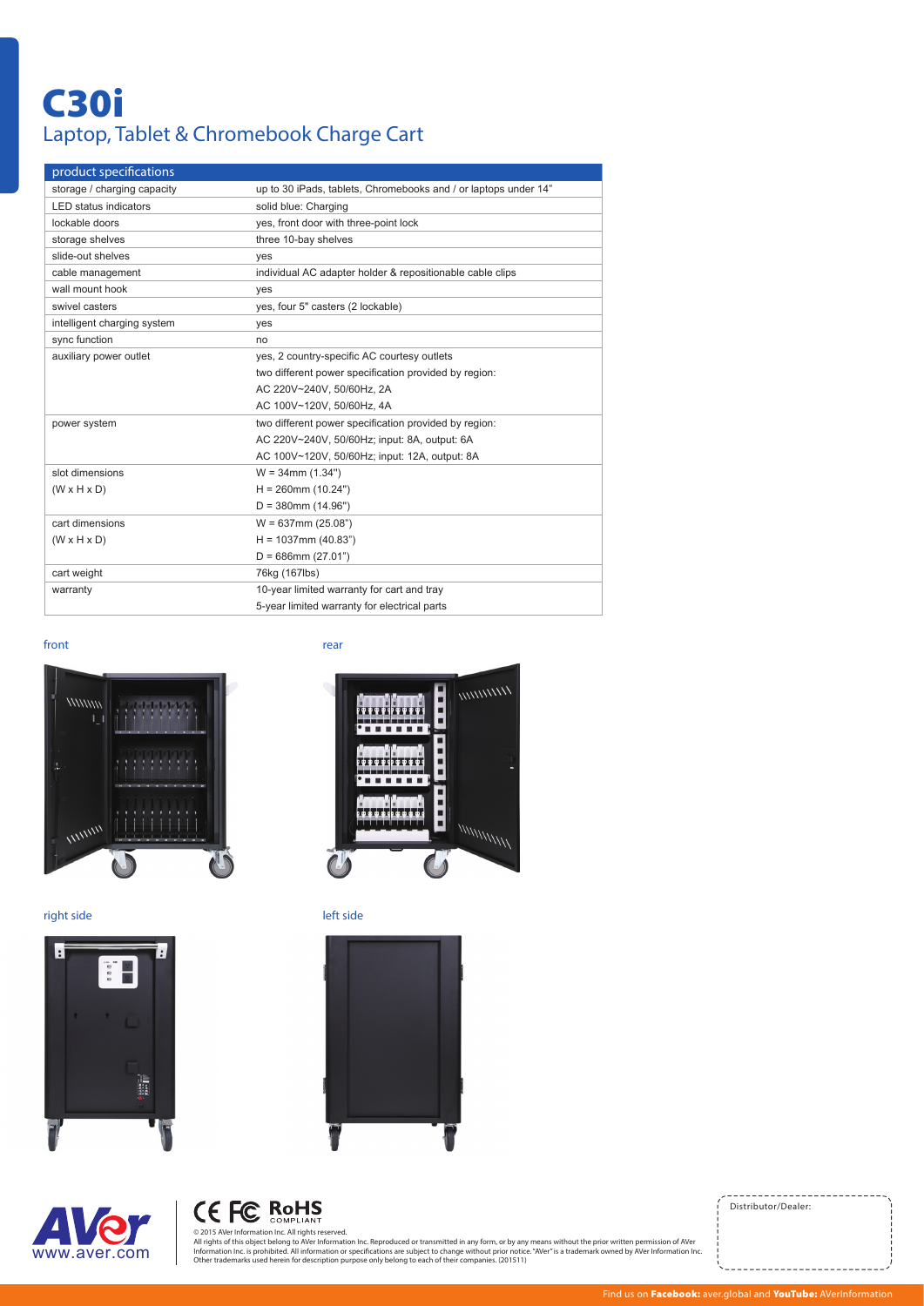# C30i

## Laptop, Tablet & Chromebook Charge Cart

| product specifications | |
|---|---|
| storage / charging capacity | up to 30 iPads, tablets, Chromebooks and / or laptops under 14" |
| LED status indicators | solid blue: Charging |
| lockable doors | yes, front door with three-point lock |
| storage shelves | three 10-bay shelves |
| slide-out shelves | yes |
| cable management | individual AC adapter holder & repositionable cable clips |
| wall mount hook | yes |
| swivel casters | yes, four 5" casters (2 lockable) |
| intelligent charging system | yes |
| sync function | no |
| auxiliary power outlet | yes, 2 country-specific AC courtesy outlets<br>two different power specification provided by region:<br>AC 220V~240V, 50/60Hz, 2A<br>AC 100V~120V, 50/60Hz, 4A |
| power system | two different power specification provided by region:<br>AC 220V~240V, 50/60Hz; input: 8A, output: 6A<br>AC 100V~120V, 50/60Hz; input: 12A, output: 8A |
| slot dimensions<br>(W x H x D) | W = 34mm (1.34")<br>H = 260mm (10.24")<br>D = 380mm (14.96") |
| cart dimensions<br>(W x H x D) | W = 637mm (25.08")<br>H = 1037mm (40.83")<br>D = 686mm (27.01") |
| cart weight | 76kg (167lbs) |
| warranty | 10-year limited warranty for cart and tray<br>5-year limited warranty for electrical parts |

front

rear

right side

left side

www.aver.com

CE FC RoHS COMPLIANT

© 2015 AVer Information Inc. All rights reserved.
All rights of this object belong to AVer Information Inc. Reproduced or transmitted in any form, or by any means without the prior written permission of AVer Information Inc. is prohibited. All information or specifications are subject to change without prior notice. "AVer" is a trademark owned by AVer Information Inc. Other trademarks used herein for description purpose only belong to each of their companies. (201511)

Distributor/Dealer:

Find us on **Facebook:** aver.global and **YouTube:** AVerInformation